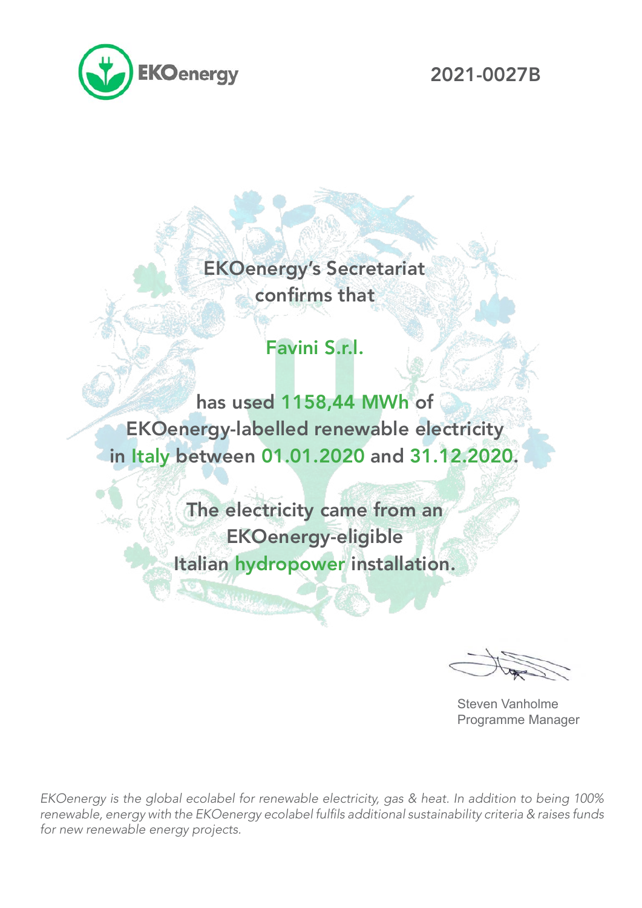EKOenergy

2021-0027B

EKOenergy's Secretariat confirms that

**Favini S.r.l.**

has used **1158,44 MWh** of EKOenergy-labelled renewable electricity in **Italy** between **01.01.2020** and **31.12.2020**.

The electricity came from an EKOenergy-eligible Italian **hydropower** installation.

Steven Vanholme
Programme Manager

*EKOenergy is the global ecolabel for renewable electricity, gas & heat. In addition to being 100% renewable, energy with the EKOenergy ecolabel fulfils additional sustainability criteria & raises funds for new renewable energy projects.*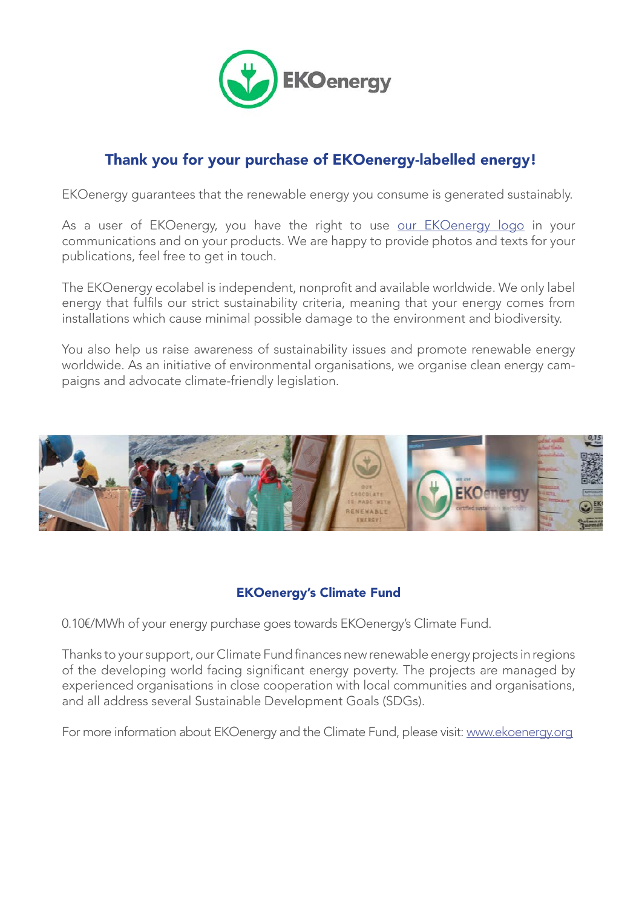## Thank you for your purchase of EKOenergy-labelled energy!

EKOenergy guarantees that the renewable energy you consume is generated sustainably.

As a user of EKOenergy, you have the right to use our EKOenergy logo in your communications and on your products. We are happy to provide photos and texts for your publications, feel free to get in touch.

The EKOenergy ecolabel is independent, nonprofit and available worldwide. We only label energy that fulfils our strict sustainability criteria, meaning that your energy comes from installations which cause minimal possible damage to the environment and biodiversity.

You also help us raise awareness of sustainability issues and promote renewable energy worldwide. As an initiative of environmental organisations, we organise clean energy campaigns and advocate climate-friendly legislation.

### EKOenergy's Climate Fund

0.10€/MWh of your energy purchase goes towards EKOenergy's Climate Fund.

Thanks to your support, our Climate Fund finances new renewable energy projects in regions of the developing world facing significant energy poverty. The projects are managed by experienced organisations in close cooperation with local communities and organisations, and all address several Sustainable Development Goals (SDGs).

For more information about EKOenergy and the Climate Fund, please visit: www.ekoenergy.org